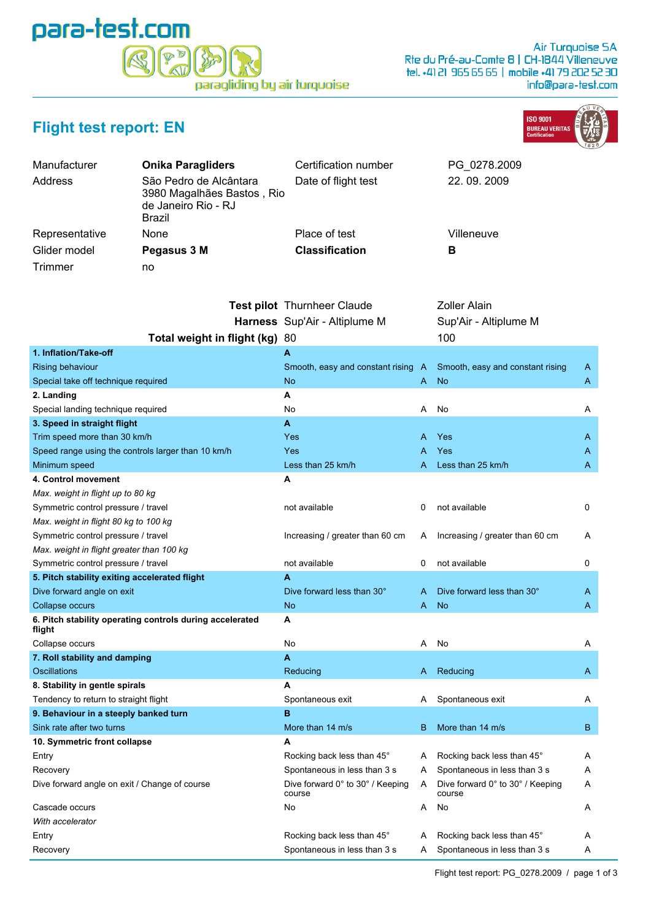para-test.com

paragliding by air turquoise

Air Turquoise SA
Rte du Pré-au-Comte 8 | CH-1844 Villeneuve
tel. +41 21 965 65 65 | mobile +41 79 202 52 30
info@para-test.com

# Flight test report: EN

ISO 9001 BUREAU VERITAS Certification

| | | | |
|---|---|---|---|
| Manufacturer | **Onika Paragliders** | Certification number | PG_0278.2009 |
| Address | São Pedro de Alcântara 3980 Magalhães Bastos , Rio de Janeiro Rio - RJ Brazil | Date of flight test | 22. 09. 2009 |
| Representative | None | Place of test | Villeneuve |
| Glider model | **Pegasus 3 M** | **Classification** | **B** |
| Trimmer | no | | |

| | | | | |
|---|---|---|---|---|
| **Test pilot** | Thurnheer Claude | | Zoller Alain | |
| **Harness** | Sup'Air - Altiplume M | | Sup'Air - Altiplume M | |
| **Total weight in flight (kg)** | 80 | | 100 | |
| **1. Inflation/Take-off** | **A** | | | |
| Rising behaviour | Smooth, easy and constant rising | A | Smooth, easy and constant rising | A |
| Special take off technique required | No | A | No | A |
| **2. Landing** | **A** | | | |
| Special landing technique required | No | A | No | A |
| **3. Speed in straight flight** | **A** | | | |
| Trim speed more than 30 km/h | Yes | A | Yes | A |
| Speed range using the controls larger than 10 km/h | Yes | A | Yes | A |
| Minimum speed | Less than 25 km/h | A | Less than 25 km/h | A |
| **4. Control movement** | **A** | | | |
| *Max. weight in flight up to 80 kg* | | | | |
| Symmetric control pressure / travel | not available | 0 | not available | 0 |
| *Max. weight in flight 80 kg to 100 kg* | | | | |
| Symmetric control pressure / travel | Increasing / greater than 60 cm | A | Increasing / greater than 60 cm | A |
| *Max. weight in flight greater than 100 kg* | | | | |
| Symmetric control pressure / travel | not available | 0 | not available | 0 |
| **5. Pitch stability exiting accelerated flight** | **A** | | | |
| Dive forward angle on exit | Dive forward less than 30° | A | Dive forward less than 30° | A |
| Collapse occurs | No | A | No | A |
| **6. Pitch stability operating controls during accelerated flight** | **A** | | | |
| Collapse occurs | No | A | No | A |
| **7. Roll stability and damping** | **A** | | | |
| Oscillations | Reducing | A | Reducing | A |
| **8. Stability in gentle spirals** | **A** | | | |
| Tendency to return to straight flight | Spontaneous exit | A | Spontaneous exit | A |
| **9. Behaviour in a steeply banked turn** | **B** | | | |
| Sink rate after two turns | More than 14 m/s | B | More than 14 m/s | B |
| **10. Symmetric front collapse** | **A** | | | |
| Entry | Rocking back less than 45° | A | Rocking back less than 45° | A |
| Recovery | Spontaneous in less than 3 s | A | Spontaneous in less than 3 s | A |
| Dive forward angle on exit / Change of course | Dive forward 0° to 30° / Keeping course | A | Dive forward 0° to 30° / Keeping course | A |
| Cascade occurs | No | A | No | A |
| *With accelerator* | | | | |
| Entry | Rocking back less than 45° | A | Rocking back less than 45° | A |
| Recovery | Spontaneous in less than 3 s | A | Spontaneous in less than 3 s | A |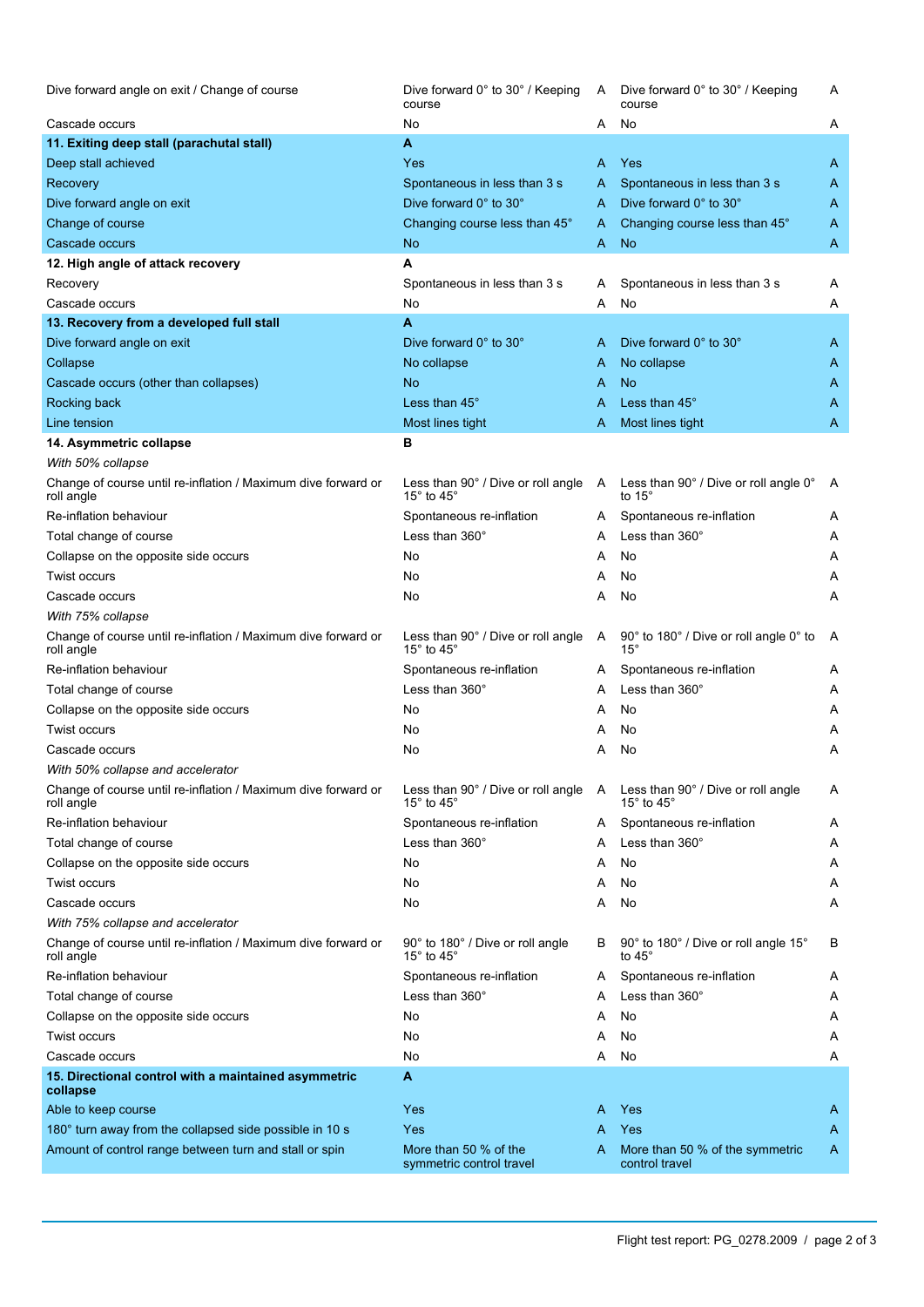| | | | | |
|---|---|---|---|---|
| Dive forward angle on exit / Change of course | Dive forward 0° to 30° / Keeping course | A | Dive forward 0° to 30° / Keeping course | A |
| Cascade occurs | No | A | No | A |
| **11. Exiting deep stall (parachutal stall)** | **A** | | | |
| Deep stall achieved | Yes | A | Yes | A |
| Recovery | Spontaneous in less than 3 s | A | Spontaneous in less than 3 s | A |
| Dive forward angle on exit | Dive forward 0° to 30° | A | Dive forward 0° to 30° | A |
| Change of course | Changing course less than 45° | A | Changing course less than 45° | A |
| Cascade occurs | No | A | No | A |
| **12. High angle of attack recovery** | **A** | | | |
| Recovery | Spontaneous in less than 3 s | A | Spontaneous in less than 3 s | A |
| Cascade occurs | No | A | No | A |
| **13. Recovery from a developed full stall** | **A** | | | |
| Dive forward angle on exit | Dive forward 0° to 30° | A | Dive forward 0° to 30° | A |
| Collapse | No collapse | A | No collapse | A |
| Cascade occurs (other than collapses) | No | A | No | A |
| Rocking back | Less than 45° | A | Less than 45° | A |
| Line tension | Most lines tight | A | Most lines tight | A |
| **14. Asymmetric collapse** | **B** | | | |
| *With 50% collapse* | | | | |
| Change of course until re-inflation / Maximum dive forward or roll angle | Less than 90° / Dive or roll angle 15° to 45° | A | Less than 90° / Dive or roll angle 0° to 15° | A |
| Re-inflation behaviour | Spontaneous re-inflation | A | Spontaneous re-inflation | A |
| Total change of course | Less than 360° | A | Less than 360° | A |
| Collapse on the opposite side occurs | No | A | No | A |
| Twist occurs | No | A | No | A |
| Cascade occurs | No | A | No | A |
| *With 75% collapse* | | | | |
| Change of course until re-inflation / Maximum dive forward or roll angle | Less than 90° / Dive or roll angle 15° to 45° | A | 90° to 180° / Dive or roll angle 0° to 15° | A |
| Re-inflation behaviour | Spontaneous re-inflation | A | Spontaneous re-inflation | A |
| Total change of course | Less than 360° | A | Less than 360° | A |
| Collapse on the opposite side occurs | No | A | No | A |
| Twist occurs | No | A | No | A |
| Cascade occurs | No | A | No | A |
| *With 50% collapse and accelerator* | | | | |
| Change of course until re-inflation / Maximum dive forward or roll angle | Less than 90° / Dive or roll angle 15° to 45° | A | Less than 90° / Dive or roll angle 15° to 45° | A |
| Re-inflation behaviour | Spontaneous re-inflation | A | Spontaneous re-inflation | A |
| Total change of course | Less than 360° | A | Less than 360° | A |
| Collapse on the opposite side occurs | No | A | No | A |
| Twist occurs | No | A | No | A |
| Cascade occurs | No | A | No | A |
| *With 75% collapse and accelerator* | | | | |
| Change of course until re-inflation / Maximum dive forward or roll angle | 90° to 180° / Dive or roll angle 15° to 45° | B | 90° to 180° / Dive or roll angle 15° to 45° | B |
| Re-inflation behaviour | Spontaneous re-inflation | A | Spontaneous re-inflation | A |
| Total change of course | Less than 360° | A | Less than 360° | A |
| Collapse on the opposite side occurs | No | A | No | A |
| Twist occurs | No | A | No | A |
| Cascade occurs | No | A | No | A |
| **15. Directional control with a maintained asymmetric collapse** | **A** | | | |
| Able to keep course | Yes | A | Yes | A |
| 180° turn away from the collapsed side possible in 10 s | Yes | A | Yes | A |
| Amount of control range between turn and stall or spin | More than 50 % of the symmetric control travel | A | More than 50 % of the symmetric control travel | A |

Flight test report: PG_0278.2009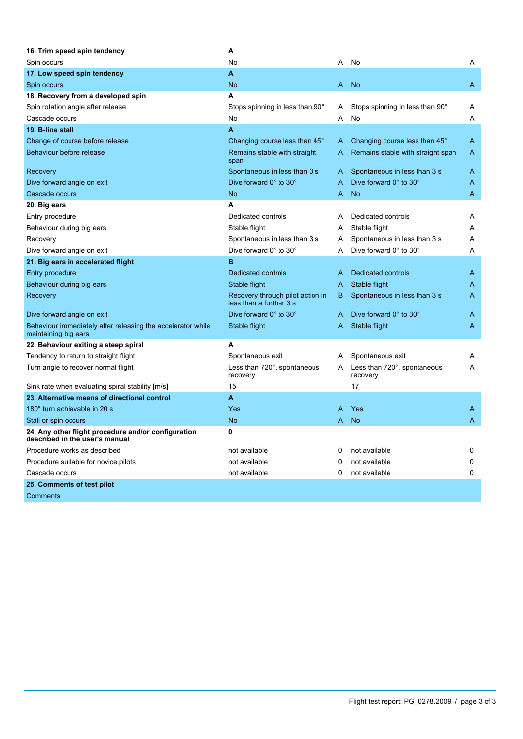| | | | | |
|---|---|---|---|---|
| **16. Trim speed spin tendency** | **A** | | | |
| Spin occurs | No | A | No | A |
| **17. Low speed spin tendency** | **A** | | | |
| Spin occurs | No | A | No | A |
| **18. Recovery from a developed spin** | **A** | | | |
| Spin rotation angle after release | Stops spinning in less than 90° | A | Stops spinning in less than 90° | A |
| Cascade occurs | No | A | No | A |
| **19. B-line stall** | **A** | | | |
| Change of course before release | Changing course less than 45° | A | Changing course less than 45° | A |
| Behaviour before release | Remains stable with straight span | A | Remains stable with straight span | A |
| Recovery | Spontaneous in less than 3 s | A | Spontaneous in less than 3 s | A |
| Dive forward angle on exit | Dive forward 0° to 30° | A | Dive forward 0° to 30° | A |
| Cascade occurs | No | A | No | A |
| **20. Big ears** | **A** | | | |
| Entry procedure | Dedicated controls | A | Dedicated controls | A |
| Behaviour during big ears | Stable flight | A | Stable flight | A |
| Recovery | Spontaneous in less than 3 s | A | Spontaneous in less than 3 s | A |
| Dive forward angle on exit | Dive forward 0° to 30° | A | Dive forward 0° to 30° | A |
| **21. Big ears in accelerated flight** | **B** | | | |
| Entry procedure | Dedicated controls | A | Dedicated controls | A |
| Behaviour during big ears | Stable flight | A | Stable flight | A |
| Recovery | Recovery through pilot action in less than a further 3 s | B | Spontaneous in less than 3 s | A |
| Dive forward angle on exit | Dive forward 0° to 30° | A | Dive forward 0° to 30° | A |
| Behaviour immediately after releasing the accelerator while maintaining big ears | Stable flight | A | Stable flight | A |
| **22. Behaviour exiting a steep spiral** | **A** | | | |
| Tendency to return to straight flight | Spontaneous exit | A | Spontaneous exit | A |
| Turn angle to recover normal flight | Less than 720°, spontaneous recovery | A | Less than 720°, spontaneous recovery | A |
| Sink rate when evaluating spiral stability [m/s] | 15 | | 17 | |
| **23. Alternative means of directional control** | **A** | | | |
| 180° turn achievable in 20 s | Yes | A | Yes | A |
| Stall or spin occurs | No | A | No | A |
| **24. Any other flight procedure and/or configuration described in the user's manual** | **0** | | | |
| Procedure works as described | not available | 0 | not available | 0 |
| Procedure suitable for novice pilots | not available | 0 | not available | 0 |
| Cascade occurs | not available | 0 | not available | 0 |
| **25. Comments of test pilot** | | | | |
| Comments | | | | |